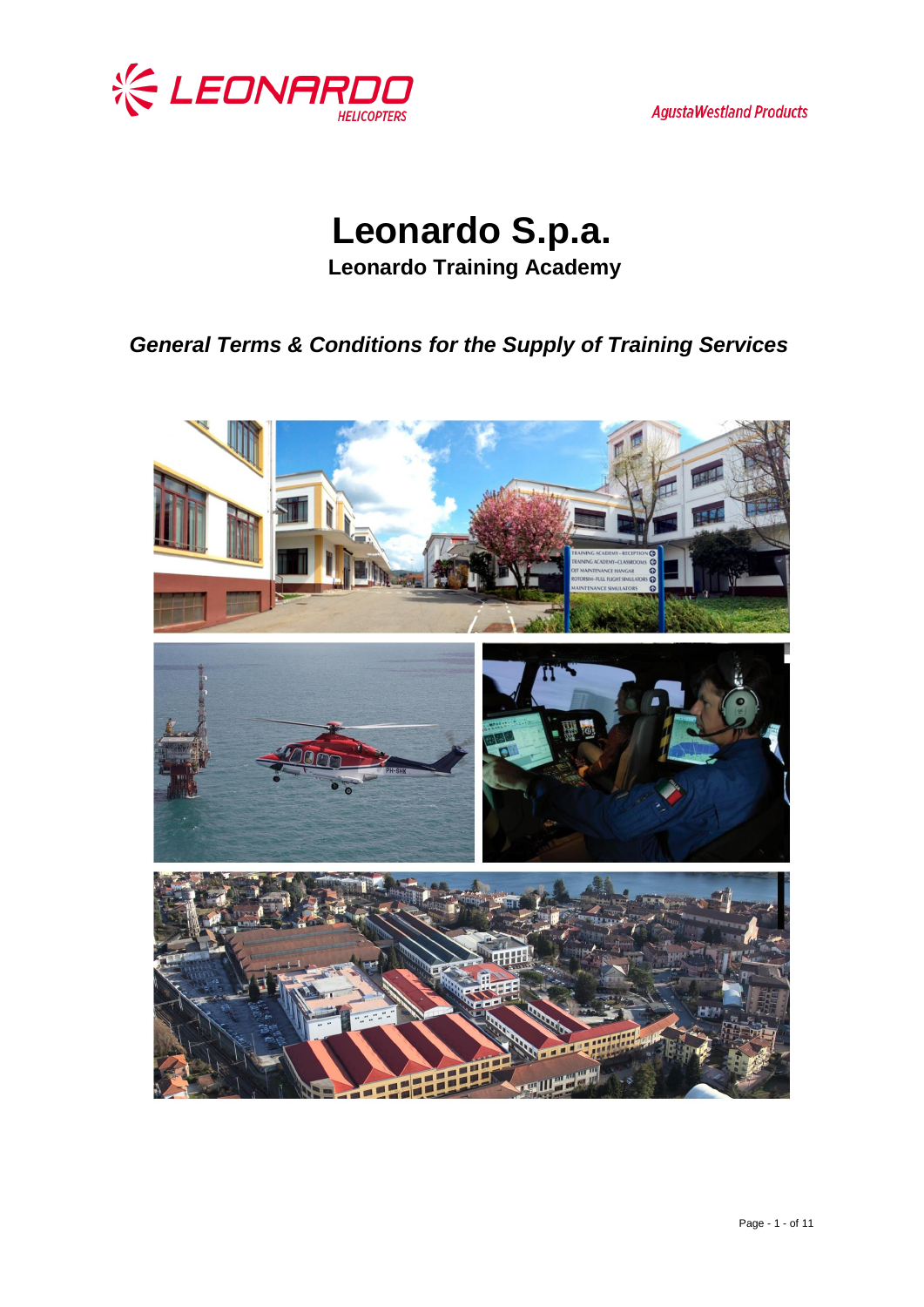# Leonardo S.p.a.

**Leonardo Training Academy**

***General Terms & Conditions for the Supply of Training Services***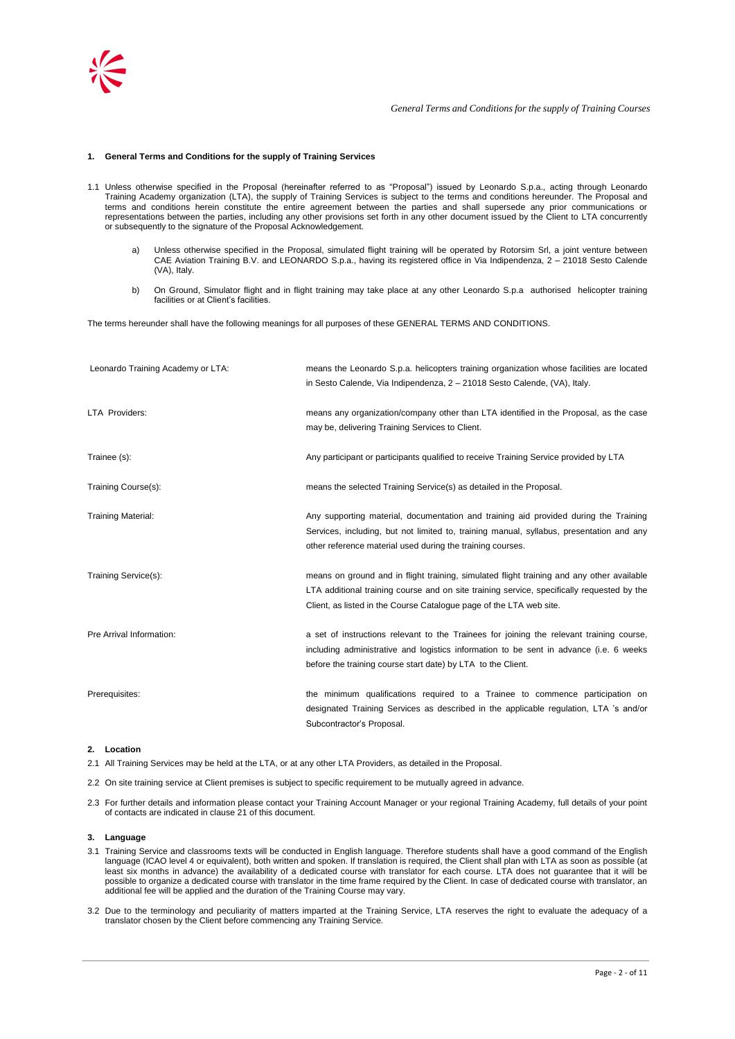## 1. General Terms and Conditions for the supply of Training Services

1.1 Unless otherwise specified in the Proposal (hereinafter referred to as "Proposal") issued by Leonardo S.p.a., acting through Leonardo Training Academy organization (LTA), the supply of Training Services is subject to the terms and conditions hereunder. The Proposal and terms and conditions herein constitute the entire agreement between the parties and shall supersede any prior communications or representations between the parties, including any other provisions set forth in any other document issued by the Client to LTA concurrently or subsequently to the signature of the Proposal Acknowledgement.

a) Unless otherwise specified in the Proposal, simulated flight training will be operated by Rotorsim Srl, a joint venture between CAE Aviation Training B.V. and LEONARDO S.p.a., having its registered office in Via Indipendenza, 2 – 21018 Sesto Calende (VA), Italy.

b) On Ground, Simulator flight and in flight training may take place at any other Leonardo S.p.a authorised helicopter training facilities or at Client's facilities.

The terms hereunder shall have the following meanings for all purposes of these GENERAL TERMS AND CONDITIONS.

| | |
|---|---|
| Leonardo Training Academy or LTA: | means the Leonardo S.p.a. helicopters training organization whose facilities are located in Sesto Calende, Via Indipendenza, 2 – 21018 Sesto Calende, (VA), Italy. |
| LTA Providers: | means any organization/company other than LTA identified in the Proposal, as the case may be, delivering Training Services to Client. |
| Trainee (s): | Any participant or participants qualified to receive Training Service provided by LTA |
| Training Course(s): | means the selected Training Service(s) as detailed in the Proposal. |
| Training Material: | Any supporting material, documentation and training aid provided during the Training Services, including, but not limited to, training manual, syllabus, presentation and any other reference material used during the training courses. |
| Training Service(s): | means on ground and in flight training, simulated flight training and any other available LTA additional training course and on site training service, specifically requested by the Client, as listed in the Course Catalogue page of the LTA web site. |
| Pre Arrival Information: | a set of instructions relevant to the Trainees for joining the relevant training course, including administrative and logistics information to be sent in advance (i.e. 6 weeks before the training course start date) by LTA to the Client. |
| Prerequisites: | the minimum qualifications required to a Trainee to commence participation on designated Training Services as described in the applicable regulation, LTA 's and/or Subcontractor's Proposal. |

## 2. Location

2.1 All Training Services may be held at the LTA, or at any other LTA Providers, as detailed in the Proposal.

2.2 On site training service at Client premises is subject to specific requirement to be mutually agreed in advance.

2.3 For further details and information please contact your Training Account Manager or your regional Training Academy, full details of your point of contacts are indicated in clause 21 of this document.

## 3. Language

3.1 Training Service and classrooms texts will be conducted in English language. Therefore students shall have a good command of the English language (ICAO level 4 or equivalent), both written and spoken. If translation is required, the Client shall plan with LTA as soon as possible (at least six months in advance) the availability of a dedicated course with translator for each course. LTA does not guarantee that it will be possible to organize a dedicated course with translator in the time frame required by the Client. In case of dedicated course with translator, an additional fee will be applied and the duration of the Training Course may vary.

3.2 Due to the terminology and peculiarity of matters imparted at the Training Service, LTA reserves the right to evaluate the adequacy of a translator chosen by the Client before commencing any Training Service.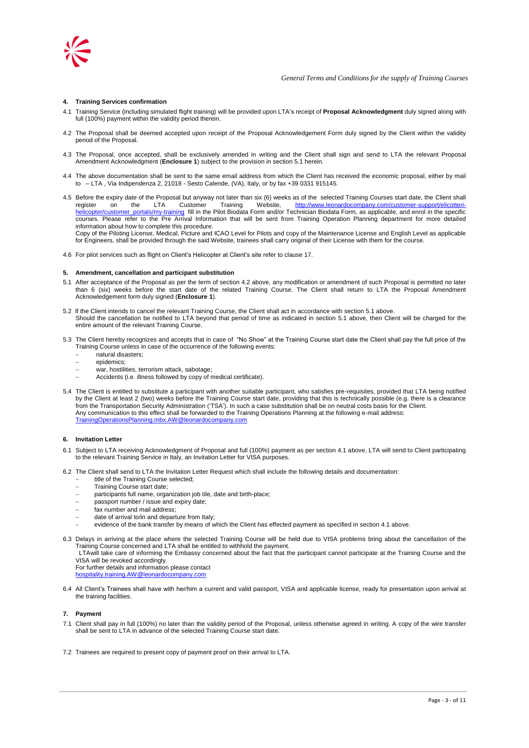#### 4. Training Services confirmation

4.1 Training Service (including simulated flight training) will be provided upon LTA's receipt of **Proposal Acknowledgment** duly signed along with full (100%) payment within the validity period therein.

4.2 The Proposal shall be deemed accepted upon receipt of the Proposal Acknowledgement Form duly signed by the Client within the validity period of the Proposal.

4.3 The Proposal, once accepted, shall be exclusively amended in writing and the Client shall sign and send to LTA the relevant Proposal Amendment Acknowledgment (**Enclosure 1**) subject to the provision in section 5.1 herein.

4.4 The above documentation shall be sent to the same email address from which the Client has received the economic proposal, either by mail to – LTA , Via Indipendenza 2, 21018 - Sesto Calende, (VA), Italy, or by fax +39 0331 915145.

4.5 Before the expiry date of the Proposal but anyway not later than six (6) weeks as of the selected Training Courses start date, the Client shall register on the LTA Customer Training Website, http://www.leonardocompany.com/customer-support/elicotteri-helicopter/customer_portals/my-training fill in the Pilot Biodata Form and/or Technician Biodata Form, as applicable, and enrol in the specific courses. Please refer to the Pre Arrival Information that will be sent from Training Operation Planning department for more detailed information about how to complete this procedure.
Copy of the Piloting License, Medical, Picture and ICAO Level for Pilots and copy of the Maintenance License and English Level as applicable for Engineers, shall be provided through the said Website, trainees shall carry original of their License with them for the course.

4.6 For pilot services such as flight on Client's Helicopter at Client's site refer to clause 17.

#### 5. Amendment, cancellation and participant substitution

5.1 After acceptance of the Proposal as per the term of section 4.2 above, any modification or amendment of such Proposal is permitted no later than 6 (six) weeks before the start date of the related Training Course. The Client shall return to LTA the Proposal Amendment Acknowledgement form duly signed (**Enclosure 1**).

5.2 If the Client intends to cancel the relevant Training Course, the Client shall act in accordance with section 5.1 above.
Should the cancellation be notified to LTA beyond that period of time as indicated in section 5.1 above, then Client will be charged for the entire amount of the relevant Training Course.

5.3 The Client hereby recognizes and accepts that in case of "No Show" at the Training Course start date the Client shall pay the full price of the Training Course unless in case of the occurrence of the following events:
- natural disasters;
- epidemics;
- war, hostilities, terrorism attack, sabotage;
- Accidents (i.e. illness followed by copy of medical certificate).

5.4 The Client is entitled to substitute a participant with another suitable participant, who satisfies pre-requisites, provided that LTA being notified by the Client at least 2 (two) weeks before the Training Course start date, providing that this is technically possible (e.g. there is a clearance from the Transportation Security Administration ('TSA'). In such a case substitution shall be on neutral costs basis for the Client.
Any communication to this effect shall be forwarded to the Training Operations Planning at the following e-mail address:
TrainingOperationsPlanning.mbx.AW@leonardocompany.com

#### 6. Invitation Letter

6.1 Subject to LTA receiving Acknowledgment of Proposal and full (100%) payment as per section 4.1 above, LTA will send to Client participating to the relevant Training Service in Italy, an Invitation Letter for VISA purposes.

6.2 The Client shall send to LTA the Invitation Letter Request which shall include the following details and documentation:
- title of the Training Course selected;
- Training Course start date;
- participants full name, organization job tile, date and birth-place;
- passport number / issue and expiry date;
- fax number and mail address;
- date of arrival to/in and departure from Italy;
- evidence of the bank transfer by means of which the Client has effected payment as specified in section 4.1 above.

6.3 Delays in arriving at the place where the selected Training Course will be held due to VISA problems bring about the cancellation of the Training Course concerned and LTA shall be entitled to withhold the payment.
LTAwill take care of informing the Embassy concerned about the fact that the participant cannot participate at the Training Course and the VISA will be revoked accordingly.
For further details and information please contact
hospitality.training.AW@leonardocompany.com

6.4 All Client's Trainees shall have with her/him a current and valid passport, VISA and applicable license, ready for presentation upon arrival at the training facilities.

#### 7. Payment

7.1 Client shall pay in full (100%) no later than the validity period of the Proposal, unless otherwise agreed in writing. A copy of the wire transfer shall be sent to LTA in advance of the selected Training Course start date.

7.2 Trainees are required to present copy of payment proof on their arrival to LTA.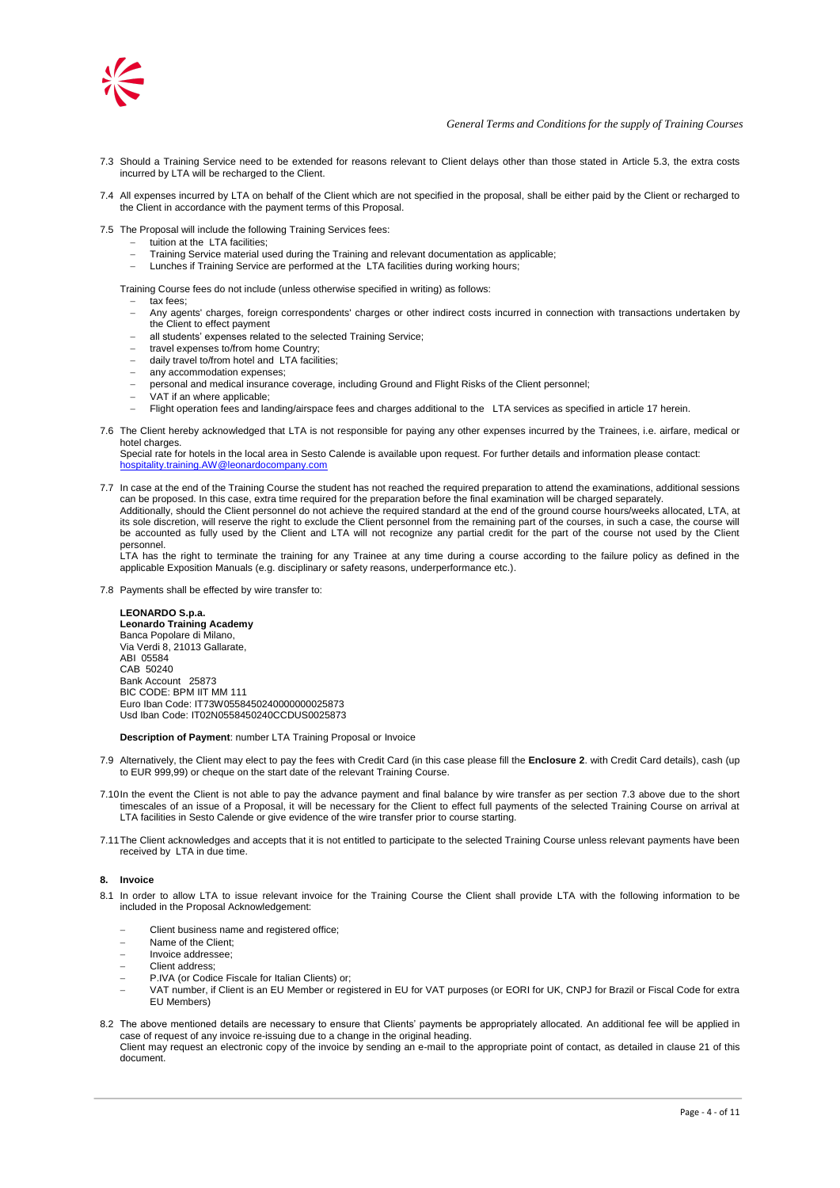7.3 Should a Training Service need to be extended for reasons relevant to Client delays other than those stated in Article 5.3, the extra costs incurred by LTA will be recharged to the Client.

7.4 All expenses incurred by LTA on behalf of the Client which are not specified in the proposal, shall be either paid by the Client or recharged to the Client in accordance with the payment terms of this Proposal.

7.5 The Proposal will include the following Training Services fees:

- tuition at the LTA facilities;
- Training Service material used during the Training and relevant documentation as applicable;
- Lunches if Training Service are performed at the LTA facilities during working hours;

Training Course fees do not include (unless otherwise specified in writing) as follows:

- tax fees;
- Any agents' charges, foreign correspondents' charges or other indirect costs incurred in connection with transactions undertaken by the Client to effect payment
- all students' expenses related to the selected Training Service;
- travel expenses to/from home Country;
- daily travel to/from hotel and LTA facilities;
- any accommodation expenses;
- personal and medical insurance coverage, including Ground and Flight Risks of the Client personnel;
- VAT if an where applicable;
- Flight operation fees and landing/airspace fees and charges additional to the LTA services as specified in article 17 herein.

7.6 The Client hereby acknowledged that LTA is not responsible for paying any other expenses incurred by the Trainees, i.e. airfare, medical or hotel charges.
Special rate for hotels in the local area in Sesto Calende is available upon request. For further details and information please contact: hospitality.training.AW@leonardocompany.com

7.7 In case at the end of the Training Course the student has not reached the required preparation to attend the examinations, additional sessions can be proposed. In this case, extra time required for the preparation before the final examination will be charged separately.
Additionally, should the Client personnel do not achieve the required standard at the end of the ground course hours/weeks allocated, LTA, at its sole discretion, will reserve the right to exclude the Client personnel from the remaining part of the courses, in such a case, the course will be accounted as fully used by the Client and LTA will not recognize any partial credit for the part of the course not used by the Client personnel.
LTA has the right to terminate the training for any Trainee at any time during a course according to the failure policy as defined in the applicable Exposition Manuals (e.g. disciplinary or safety reasons, underperformance etc.).

7.8 Payments shall be effected by wire transfer to:

**LEONARDO S.p.a.**
**Leonardo Training Academy**
Banca Popolare di Milano,
Via Verdi 8, 21013 Gallarate,
ABI 05584
CAB 50240
Bank Account 25873
BIC CODE: BPM IIT MM 111
Euro Iban Code: IT73W0558450240000000025873
Usd Iban Code: IT02N0558450240CCDUS0025873

**Description of Payment**: number LTA Training Proposal or Invoice

7.9 Alternatively, the Client may elect to pay the fees with Credit Card (in this case please fill the **Enclosure 2**. with Credit Card details), cash (up to EUR 999,99) or cheque on the start date of the relevant Training Course.

7.10 In the event the Client is not able to pay the advance payment and final balance by wire transfer as per section 7.3 above due to the short timescales of an issue of a Proposal, it will be necessary for the Client to effect full payments of the selected Training Course on arrival at LTA facilities in Sesto Calende or give evidence of the wire transfer prior to course starting.

7.11 The Client acknowledges and accepts that it is not entitled to participate to the selected Training Course unless relevant payments have been received by LTA in due time.

## 8. Invoice

8.1 In order to allow LTA to issue relevant invoice for the Training Course the Client shall provide LTA with the following information to be included in the Proposal Acknowledgement:

- Client business name and registered office;
- Name of the Client;
- Invoice addressee;
- Client address;
- P.IVA (or Codice Fiscale for Italian Clients) or;
- VAT number, if Client is an EU Member or registered in EU for VAT purposes (or EORI for UK, CNPJ for Brazil or Fiscal Code for extra EU Members)

8.2 The above mentioned details are necessary to ensure that Clients' payments be appropriately allocated. An additional fee will be applied in case of request of any invoice re-issuing due to a change in the original heading.
Client may request an electronic copy of the invoice by sending an e-mail to the appropriate point of contact, as detailed in clause 21 of this document.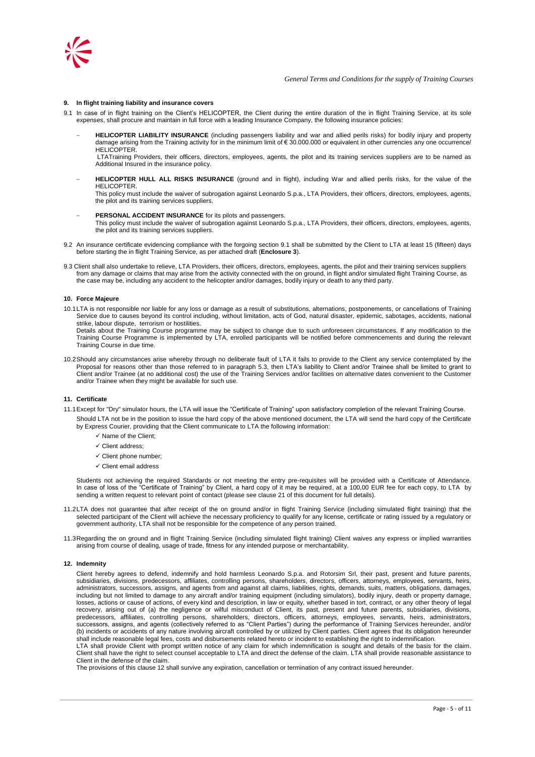## 9. In flight training liability and insurance covers

9.1 In case of in flight training on the Client's HELICOPTER, the Client during the entire duration of the in flight Training Service, at its sole expenses, shall procure and maintain in full force with a leading Insurance Company, the following insurance policies:

- **HELICOPTER LIABILITY INSURANCE** (including passengers liability and war and allied perils risks) for bodily injury and property damage arising from the Training activity for in the minimum limit of € 30.000.000 or equivalent in other currencies any one occurrence/ HELICOPTER.
  LTATraining Providers, their officers, directors, employees, agents, the pilot and its training services suppliers are to be named as Additional Insured in the insurance policy.
- **HELICOPTER HULL ALL RISKS INSURANCE** (ground and in flight), including War and allied perils risks, for the value of the HELICOPTER.
  This policy must include the waiver of subrogation against Leonardo S.p.a., LTA Providers, their officers, directors, employees, agents, the pilot and its training services suppliers.
- **PERSONAL ACCIDENT INSURANCE** for its pilots and passengers.
  This policy must include the waiver of subrogation against Leonardo S.p.a., LTA Providers, their officers, directors, employees, agents, the pilot and its training services suppliers.

9.2 An insurance certificate evidencing compliance with the forgoing section 9.1 shall be submitted by the Client to LTA at least 15 (fifteen) days before starting the in flight Training Service, as per attached draft (**Enclosure 3**).

9.3 Client shall also undertake to relieve, LTA Providers, their officers, directors, employees, agents, the pilot and their training services suppliers from any damage or claims that may arise from the activity connected with the on ground, in flight and/or simulated flight Training Course, as the case may be, including any accident to the helicopter and/or damages, bodily injury or death to any third party.

## 10. Force Majeure

10.1 LTA is not responsible nor liable for any loss or damage as a result of substitutions, alternations, postponements, or cancellations of Training Service due to causes beyond its control including, without limitation, acts of God, natural disaster, epidemic, sabotages, accidents, national strike, labour dispute, terrorism or hostilities.
Details about the Training Course programme may be subject to change due to such unforeseen circumstances. If any modification to the Training Course Programme is implemented by LTA, enrolled participants will be notified before commencements and during the relevant Training Course in due time.

10.2 Should any circumstances arise whereby through no deliberate fault of LTA it fails to provide to the Client any service contemplated by the Proposal for reasons other than those referred to in paragraph 5.3, then LTA's liability to Client and/or Trainee shall be limited to grant to Client and/or Trainee (at no additional cost) the use of the Training Services and/or facilities on alternative dates convenient to the Customer and/or Trainee when they might be available for such use.

## 11. Certificate

11.1 Except for "Dry" simulator hours, the LTA will issue the "Certificate of Training" upon satisfactory completion of the relevant Training Course.
Should LTA not be in the position to issue the hard copy of the above mentioned document, the LTA will send the hard copy of the Certificate by Express Courier, providing that the Client communicate to LTA the following information:

- ✓ Name of the Client;
- ✓ Client address;
- ✓ Client phone number;
- ✓ Client email address

Students not achieving the required Standards or not meeting the entry pre-requisites will be provided with a Certificate of Attendance. In case of loss of the "Certificate of Training" by Client, a hard copy of it may be required, at a 100,00 EUR fee for each copy, to LTA by sending a written request to relevant point of contact (please see clause 21 of this document for full details).

11.2 LTA does not guarantee that after receipt of the on ground and/or in flight Training Service (including simulated flight training) that the selected participant of the Client will achieve the necessary proficiency to qualify for any license, certificate or rating issued by a regulatory or government authority, LTA shall not be responsible for the competence of any person trained.

11.3 Regarding the on ground and in flight Training Service (including simulated flight training) Client waives any express or implied warranties arising from course of dealing, usage of trade, fitness for any intended purpose or merchantability.

## 12. Indemnity

Client hereby agrees to defend, indemnify and hold harmless Leonardo S.p.a. and Rotorsim Srl, their past, present and future parents, subsidiaries, divisions, predecessors, affiliates, controlling persons, shareholders, directors, officers, attorneys, employees, servants, heirs, administrators, successors, assigns, and agents from and against all claims, liabilities, rights, demands, suits, matters, obligations, damages, including but not limited to damage to any aircraft and/or training equipment (including simulators), bodily injury, death or property damage, losses, actions or cause of actions, of every kind and description, in law or equity, whether based in tort, contract, or any other theory of legal recovery, arising out of (a) the negligence or wilful misconduct of Client, its past, present and future parents, subsidiaries, divisions, predecessors, affiliates, controlling persons, shareholders, directors, officers, attorneys, employees, servants, heirs, administrators, successors, assigns, and agents (collectively referred to as "Client Parties") during the performance of Training Services hereunder, and/or (b) incidents or accidents of any nature involving aircraft controlled by or utilized by Client parties. Client agrees that its obligation hereunder shall include reasonable legal fees, costs and disbursements related hereto or incident to establishing the right to indemnification.
LTA shall provide Client with prompt written notice of any claim for which indemnification is sought and details of the basis for the claim. Client shall have the right to select counsel acceptable to LTA and direct the defense of the claim. LTA shall provide reasonable assistance to Client in the defense of the claim.
The provisions of this clause 12 shall survive any expiration, cancellation or termination of any contract issued hereunder.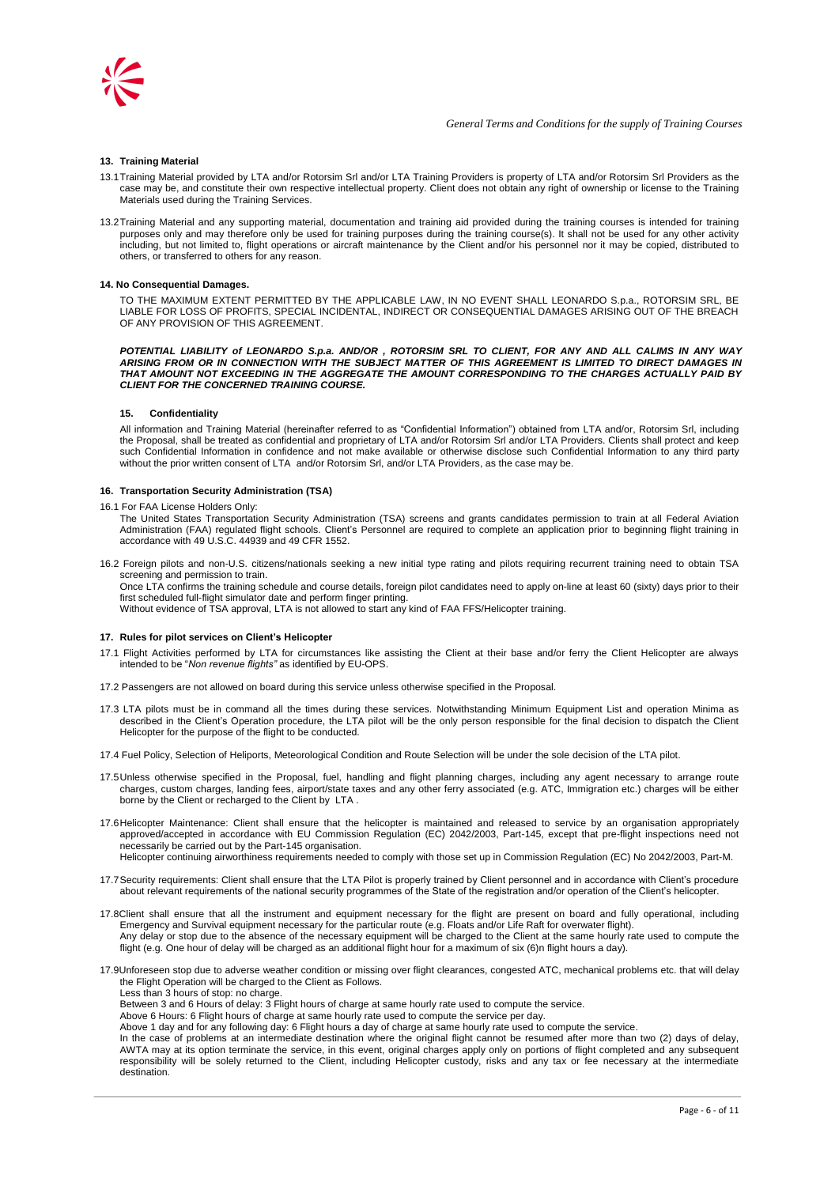## 13. Training Material

13.1 Training Material provided by LTA and/or Rotorsim Srl and/or LTA Training Providers is property of LTA and/or Rotorsim Srl Providers as the case may be, and constitute their own respective intellectual property. Client does not obtain any right of ownership or license to the Training Materials used during the Training Services.

13.2 Training Material and any supporting material, documentation and training aid provided during the training courses is intended for training purposes only and may therefore only be used for training purposes during the training course(s). It shall not be used for any other activity including, but not limited to, flight operations or aircraft maintenance by the Client and/or his personnel nor it may be copied, distributed to others, or transferred to others for any reason.

## 14. No Consequential Damages.

TO THE MAXIMUM EXTENT PERMITTED BY THE APPLICABLE LAW, IN NO EVENT SHALL LEONARDO S.p.a., ROTORSIM SRL, BE LIABLE FOR LOSS OF PROFITS, SPECIAL INCIDENTAL, INDIRECT OR CONSEQUENTIAL DAMAGES ARISING OUT OF THE BREACH OF ANY PROVISION OF THIS AGREEMENT.

***POTENTIAL LIABILITY of LEONARDO S.p.a. AND/OR , ROTORSIM SRL TO CLIENT, FOR ANY AND ALL CALIMS IN ANY WAY ARISING FROM OR IN CONNECTION WITH THE SUBJECT MATTER OF THIS AGREEMENT IS LIMITED TO DIRECT DAMAGES IN THAT AMOUNT NOT EXCEEDING IN THE AGGREGATE THE AMOUNT CORRESPONDING TO THE CHARGES ACTUALLY PAID BY CLIENT FOR THE CONCERNED TRAINING COURSE.***

## 15. Confidentiality

All information and Training Material (hereinafter referred to as "Confidential Information") obtained from LTA and/or, Rotorsim Srl, including the Proposal, shall be treated as confidential and proprietary of LTA and/or Rotorsim Srl and/or LTA Providers. Clients shall protect and keep such Confidential Information in confidence and not make available or otherwise disclose such Confidential Information to any third party without the prior written consent of LTA and/or Rotorsim Srl, and/or LTA Providers, as the case may be.

## 16. Transportation Security Administration (TSA)

16.1 For FAA License Holders Only:
The United States Transportation Security Administration (TSA) screens and grants candidates permission to train at all Federal Aviation Administration (FAA) regulated flight schools. Client's Personnel are required to complete an application prior to beginning flight training in accordance with 49 U.S.C. 44939 and 49 CFR 1552.

16.2 Foreign pilots and non-U.S. citizens/nationals seeking a new initial type rating and pilots requiring recurrent training need to obtain TSA screening and permission to train.
Once LTA confirms the training schedule and course details, foreign pilot candidates need to apply on-line at least 60 (sixty) days prior to their first scheduled full-flight simulator date and perform finger printing.
Without evidence of TSA approval, LTA is not allowed to start any kind of FAA FFS/Helicopter training.

## 17. Rules for pilot services on Client's Helicopter

17.1 Flight Activities performed by LTA for circumstances like assisting the Client at their base and/or ferry the Client Helicopter are always intended to be "*Non revenue flights"* as identified by EU-OPS.

17.2 Passengers are not allowed on board during this service unless otherwise specified in the Proposal.

17.3 LTA pilots must be in command all the times during these services. Notwithstanding Minimum Equipment List and operation Minima as described in the Client's Operation procedure, the LTA pilot will be the only person responsible for the final decision to dispatch the Client Helicopter for the purpose of the flight to be conducted.

17.4 Fuel Policy, Selection of Heliports, Meteorological Condition and Route Selection will be under the sole decision of the LTA pilot.

17.5 Unless otherwise specified in the Proposal, fuel, handling and flight planning charges, including any agent necessary to arrange route charges, custom charges, landing fees, airport/state taxes and any other ferry associated (e.g. ATC, Immigration etc.) charges will be either borne by the Client or recharged to the Client by LTA .

17.6 Helicopter Maintenance: Client shall ensure that the helicopter is maintained and released to service by an organisation appropriately approved/accepted in accordance with EU Commission Regulation (EC) 2042/2003, Part-145, except that pre-flight inspections need not necessarily be carried out by the Part-145 organisation.
Helicopter continuing airworthiness requirements needed to comply with those set up in Commission Regulation (EC) No 2042/2003, Part-M.

17.7 Security requirements: Client shall ensure that the LTA Pilot is properly trained by Client personnel and in accordance with Client's procedure about relevant requirements of the national security programmes of the State of the registration and/or operation of the Client's helicopter.

17.8 Client shall ensure that all the instrument and equipment necessary for the flight are present on board and fully operational, including Emergency and Survival equipment necessary for the particular route (e.g. Floats and/or Life Raft for overwater flight).
Any delay or stop due to the absence of the necessary equipment will be charged to the Client at the same hourly rate used to compute the flight (e.g. One hour of delay will be charged as an additional flight hour for a maximum of six (6)n flight hours a day).

17.9 Unforeseen stop due to adverse weather condition or missing over flight clearances, congested ATC, mechanical problems etc. that will delay the Flight Operation will be charged to the Client as Follows.
Less than 3 hours of stop: no charge.
Between 3 and 6 Hours of delay: 3 Flight hours of charge at same hourly rate used to compute the service.
Above 6 Hours: 6 Flight hours of charge at same hourly rate used to compute the service per day.
Above 1 day and for any following day: 6 Flight hours a day of charge at same hourly rate used to compute the service.
In the case of problems at an intermediate destination where the original flight cannot be resumed after more than two (2) days of delay, AWTA may at its option terminate the service, in this event, original charges apply only on portions of flight completed and any subsequent responsibility will be solely returned to the Client, including Helicopter custody, risks and any tax or fee necessary at the intermediate destination.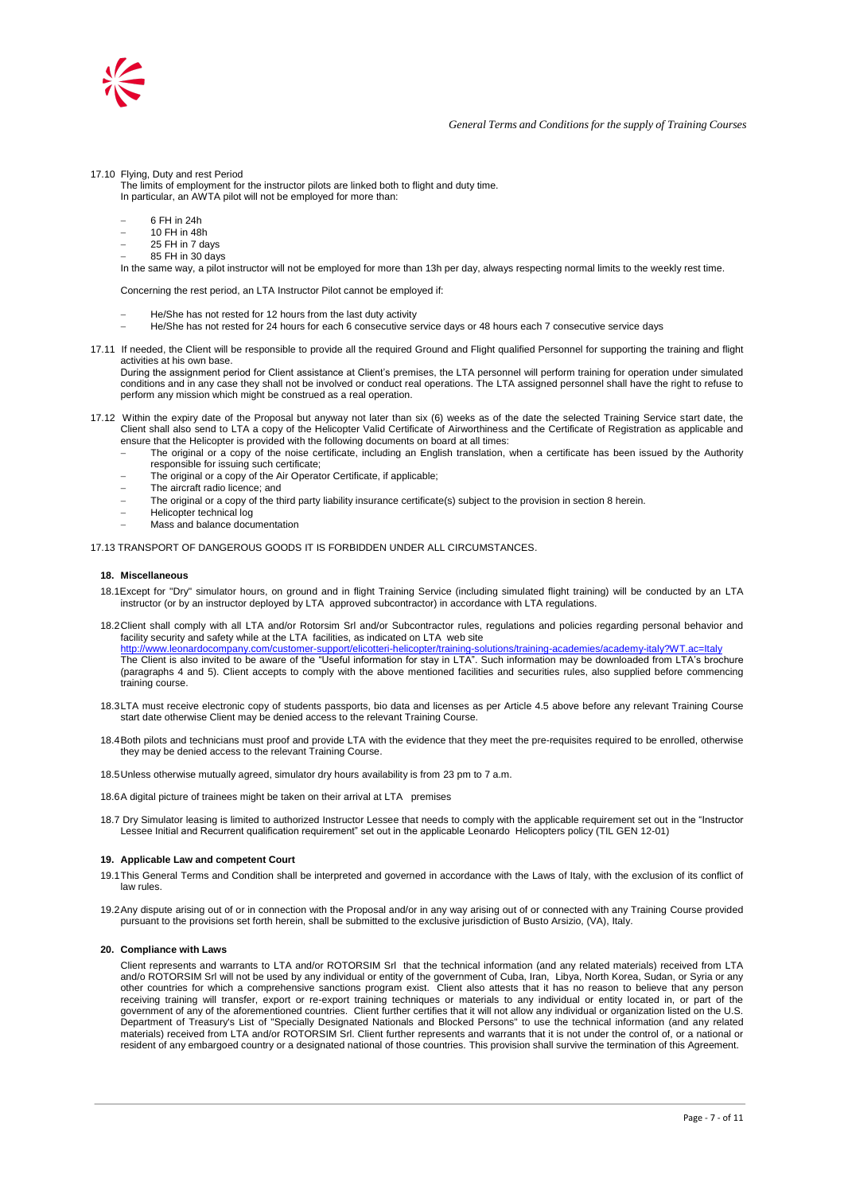17.10 Flying, Duty and rest Period

The limits of employment for the instructor pilots are linked both to flight and duty time.
In particular, an AWTA pilot will not be employed for more than:

- 6 FH in 24h
- 10 FH in 48h
- 25 FH in 7 days
- 85 FH in 30 days

In the same way, a pilot instructor will not be employed for more than 13h per day, always respecting normal limits to the weekly rest time.

Concerning the rest period, an LTA Instructor Pilot cannot be employed if:

- He/She has not rested for 12 hours from the last duty activity
- He/She has not rested for 24 hours for each 6 consecutive service days or 48 hours each 7 consecutive service days

17.11 If needed, the Client will be responsible to provide all the required Ground and Flight qualified Personnel for supporting the training and flight activities at his own base.
During the assignment period for Client assistance at Client's premises, the LTA personnel will perform training for operation under simulated conditions and in any case they shall not be involved or conduct real operations. The LTA assigned personnel shall have the right to refuse to perform any mission which might be construed as a real operation.

17.12 Within the expiry date of the Proposal but anyway not later than six (6) weeks as of the date the selected Training Service start date, the Client shall also send to LTA a copy of the Helicopter Valid Certificate of Airworthiness and the Certificate of Registration as applicable and ensure that the Helicopter is provided with the following documents on board at all times:

- The original or a copy of the noise certificate, including an English translation, when a certificate has been issued by the Authority responsible for issuing such certificate;
- The original or a copy of the Air Operator Certificate, if applicable;
- The aircraft radio licence; and
- The original or a copy of the third party liability insurance certificate(s) subject to the provision in section 8 herein.
- Helicopter technical log
- Mass and balance documentation

17.13 TRANSPORT OF DANGEROUS GOODS IT IS FORBIDDEN UNDER ALL CIRCUMSTANCES.

## 18. Miscellaneous

18.1 Except for "Dry" simulator hours, on ground and in flight Training Service (including simulated flight training) will be conducted by an LTA instructor (or by an instructor deployed by LTA approved subcontractor) in accordance with LTA regulations.

18.2 Client shall comply with all LTA and/or Rotorsim Srl and/or Subcontractor rules, regulations and policies regarding personal behavior and facility security and safety while at the LTA facilities, as indicated on LTA web site
http://www.leonardocompany.com/customer-support/elicotteri-helicopter/training-solutions/training-academies/academy-italy?WT.ac=Italy
The Client is also invited to be aware of the "Useful information for stay in LTA". Such information may be downloaded from LTA's brochure (paragraphs 4 and 5). Client accepts to comply with the above mentioned facilities and securities rules, also supplied before commencing training course.

18.3 LTA must receive electronic copy of students passports, bio data and licenses as per Article 4.5 above before any relevant Training Course start date otherwise Client may be denied access to the relevant Training Course.

18.4 Both pilots and technicians must proof and provide LTA with the evidence that they meet the pre-requisites required to be enrolled, otherwise they may be denied access to the relevant Training Course.

18.5 Unless otherwise mutually agreed, simulator dry hours availability is from 23 pm to 7 a.m.

18.6 A digital picture of trainees might be taken on their arrival at LTA premises

18.7 Dry Simulator leasing is limited to authorized Instructor Lessee that needs to comply with the applicable requirement set out in the "Instructor Lessee Initial and Recurrent qualification requirement" set out in the applicable Leonardo Helicopters policy (TIL GEN 12-01)

## 19. Applicable Law and competent Court

19.1 This General Terms and Condition shall be interpreted and governed in accordance with the Laws of Italy, with the exclusion of its conflict of law rules.

19.2 Any dispute arising out of or in connection with the Proposal and/or in any way arising out of or connected with any Training Course provided pursuant to the provisions set forth herein, shall be submitted to the exclusive jurisdiction of Busto Arsizio, (VA), Italy.

## 20. Compliance with Laws

Client represents and warrants to LTA and/or ROTORSIM Srl that the technical information (and any related materials) received from LTA and/o ROTORSIM Srl will not be used by any individual or entity of the government of Cuba, Iran, Libya, North Korea, Sudan, or Syria or any other countries for which a comprehensive sanctions program exist. Client also attests that it has no reason to believe that any person receiving training will transfer, export or re-export training techniques or materials to any individual or entity located in, or part of the government of any of the aforementioned countries. Client further certifies that it will not allow any individual or organization listed on the U.S. Department of Treasury's List of "Specially Designated Nationals and Blocked Persons" to use the technical information (and any related materials) received from LTA and/or ROTORSIM Srl. Client further represents and warrants that it is not under the control of, or a national or resident of any embargoed country or a designated national of those countries. This provision shall survive the termination of this Agreement.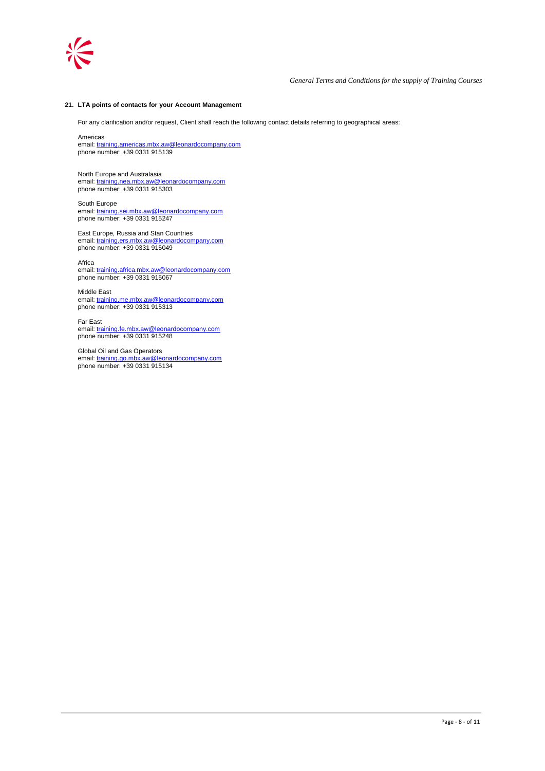## 21. LTA points of contacts for your Account Management

For any clarification and/or request, Client shall reach the following contact details referring to geographical areas:

Americas
email: training.americas.mbx.aw@leonardocompany.com
phone number: +39 0331 915139

North Europe and Australasia
email: training.nea.mbx.aw@leonardocompany.com
phone number: +39 0331 915303

South Europe
email: training.sei.mbx.aw@leonardocompany.com
phone number: +39 0331 915247

East Europe, Russia and Stan Countries
email: training.ers.mbx.aw@leonardocompany.com
phone number: +39 0331 915049

Africa
email: training.africa.mbx.aw@leonardocompany.com
phone number: +39 0331 915067

Middle East
email: training.me.mbx.aw@leonardocompany.com
phone number: +39 0331 915313

Far East
email: training.fe.mbx.aw@leonardocompany.com
phone number: +39 0331 915248

Global Oil and Gas Operators
email: training.go.mbx.aw@leonardocompany.com
phone number: +39 0331 915134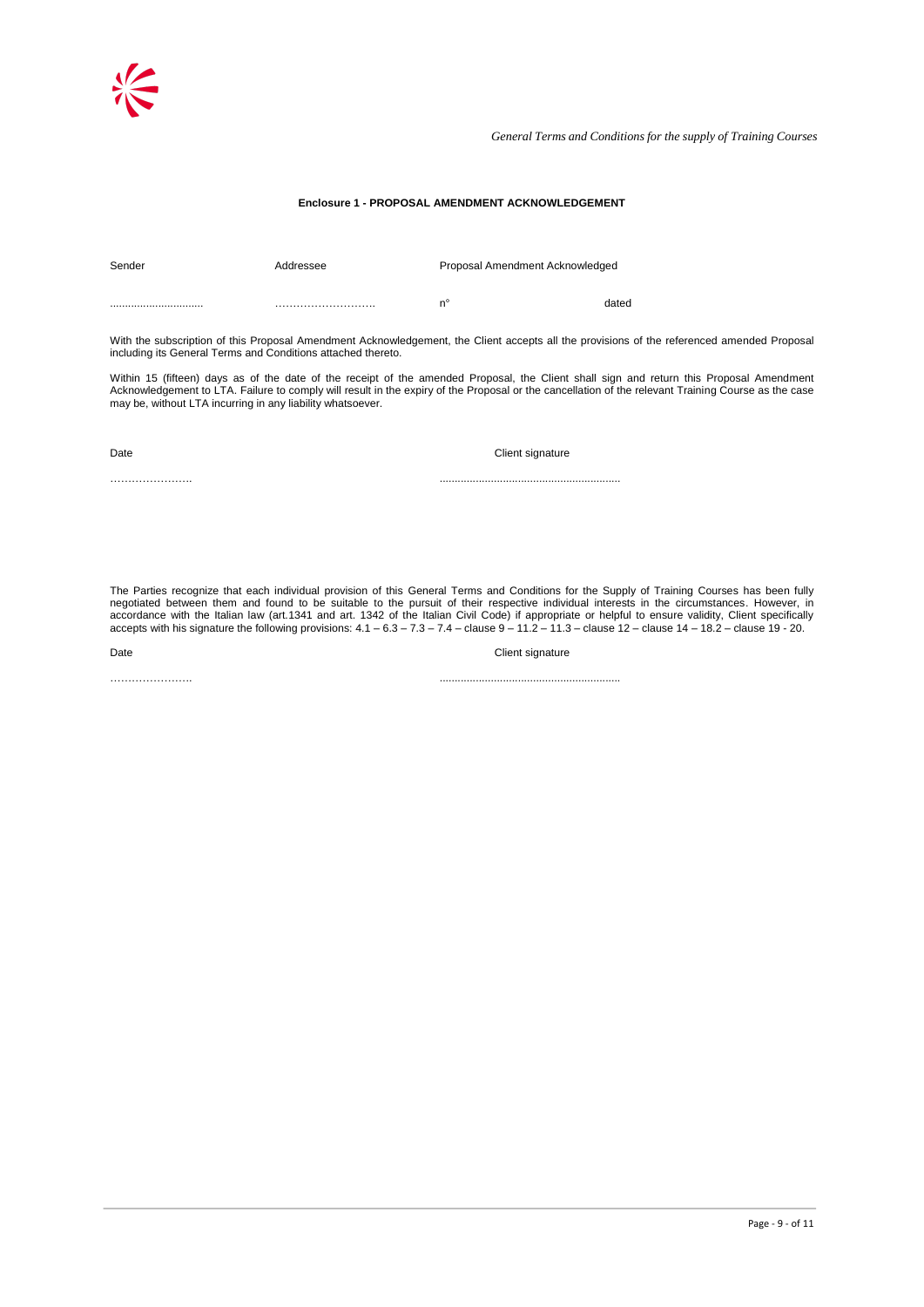### Enclosure 1 - PROPOSAL AMENDMENT ACKNOWLEDGEMENT

| Sender | Addressee | Proposal Amendment Acknowledged | |
|---|---|---|---|
| ............................... | ………………………. | n° | dated |

With the subscription of this Proposal Amendment Acknowledgement, the Client accepts all the provisions of the referenced amended Proposal including its General Terms and Conditions attached thereto.

Within 15 (fifteen) days as of the date of the receipt of the amended Proposal, the Client shall sign and return this Proposal Amendment Acknowledgement to LTA. Failure to comply will result in the expiry of the Proposal or the cancellation of the relevant Training Course as the case may be, without LTA incurring in any liability whatsoever.

Date ……………………

Client signature ............................................................

The Parties recognize that each individual provision of this General Terms and Conditions for the Supply of Training Courses has been fully negotiated between them and found to be suitable to the pursuit of their respective individual interests in the circumstances. However, in accordance with the Italian law (art.1341 and art. 1342 of the Italian Civil Code) if appropriate or helpful to ensure validity, Client specifically accepts with his signature the following provisions: 4.1 – 6.3 – 7.3 – 7.4 – clause 9 – 11.2 – 11.3 – clause 12 – clause 14 – 18.2 – clause 19 - 20.

Date ……………………

Client signature ............................................................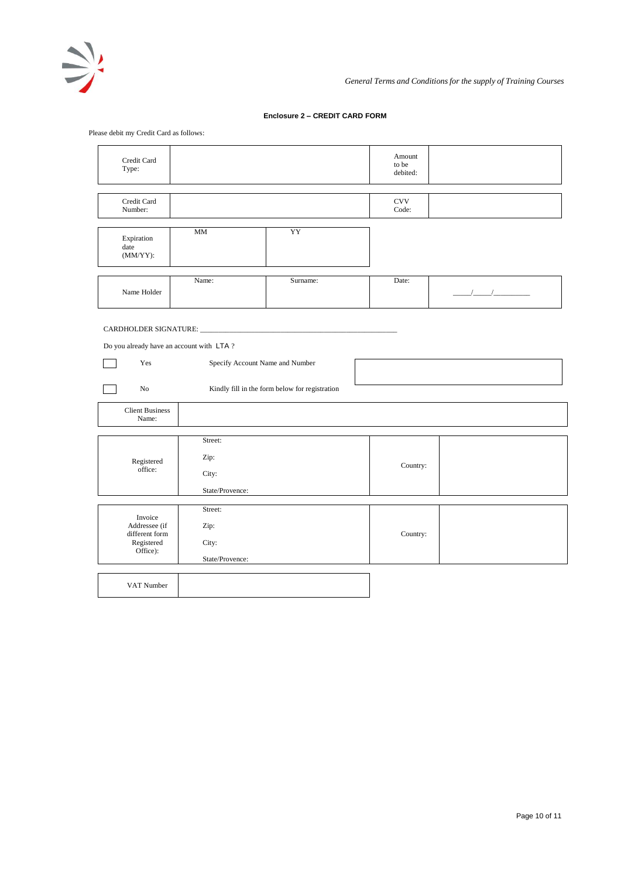### Enclosure 2 – CREDIT CARD FORM

Please debit my Credit Card as follows:

| Credit Card Type: | | Amount to be debited: | |
|---|---|---|---|

| Credit Card Number: | | CVV Code: | |
|---|---|---|---|

| Expiration date (MM/YY): | MM | YY |
|---|---|---|

| Name Holder | Name: | Surname: | Date: | \_\_\_\_\_/\_\_\_\_\_/\_\_\_\_\_\_\_\_\_\_ |
|---|---|---|---|---|

CARDHOLDER SIGNATURE: \_\_\_\_\_\_\_\_\_\_\_\_\_\_\_\_\_\_\_\_\_\_\_\_\_\_\_\_\_\_\_\_\_\_\_\_\_\_\_\_\_\_\_\_\_\_\_\_\_\_\_\_\_\_

Do you already have an account with LTA ?

☐ Yes — Specify Account Name and Number

☐ No — Kindly fill in the form below for registration

| Client Business Name: | |
|---|---|

| Registered office: | Street:<br>Zip:<br>City:<br>State/Provence: | Country: | |
|---|---|---|---|

| Invoice Addressee (if different form Registered Office): | Street:<br>Zip:<br>City:<br>State/Provence: | Country: | |
|---|---|---|---|

| VAT Number | |
|---|---|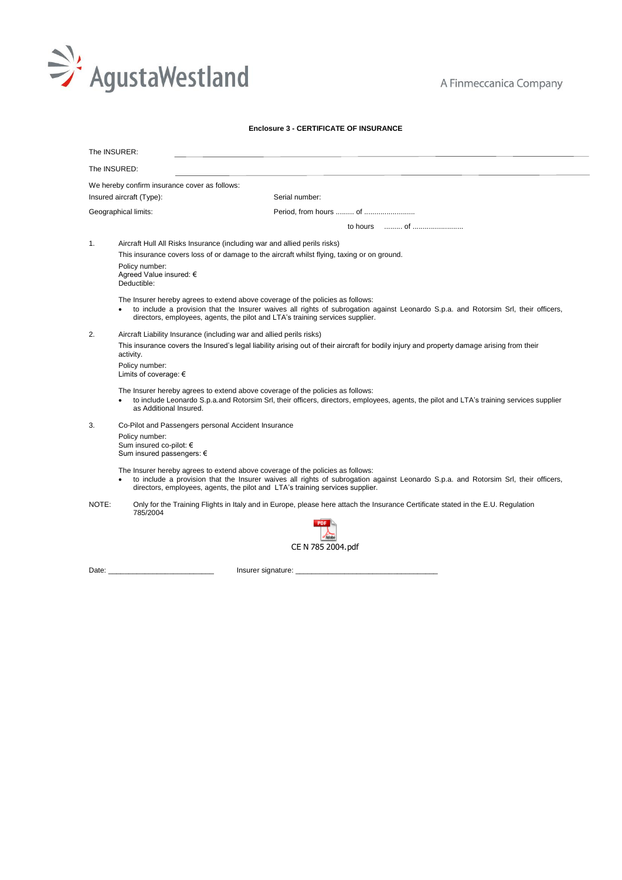AgustaWestland

A Finmeccanica Company

**Enclosure 3 - CERTIFICATE OF INSURANCE**

The INSURER: ______________________________________________

The INSURED: ______________________________________________

We hereby confirm insurance cover as follows:

Insured aircraft (Type): Serial number:

Geographical limits: Period, from hours ......... of .........................

to hours ......... of .........................

1. Aircraft Hull All Risks Insurance (including war and allied perils risks)

   This insurance covers loss of or damage to the aircraft whilst flying, taxing or on ground.

   Policy number:
   Agreed Value insured: €
   Deductible:

   The Insurer hereby agrees to extend above coverage of the policies as follows:

   - to include a provision that the Insurer waives all rights of subrogation against Leonardo S.p.a. and Rotorsim Srl, their officers, directors, employees, agents, the pilot and LTA's training services supplier.

2. Aircraft Liability Insurance (including war and allied perils risks)

   This insurance covers the Insured's legal liability arising out of their aircraft for bodily injury and property damage arising from their activity.

   Policy number:
   Limits of coverage: €

   The Insurer hereby agrees to extend above coverage of the policies as follows:

   - to include Leonardo S.p.a.and Rotorsim Srl, their officers, directors, employees, agents, the pilot and LTA's training services supplier as Additional Insured.

3. Co-Pilot and Passengers personal Accident Insurance

   Policy number:
   Sum insured co-pilot: €
   Sum insured passengers: €

   The Insurer hereby agrees to extend above coverage of the policies as follows:

   - to include a provision that the Insurer waives all rights of subrogation against Leonardo S.p.a. and Rotorsim Srl, their officers, directors, employees, agents, the pilot and LTA's training services supplier.

NOTE: Only for the Training Flights in Italy and in Europe, please here attach the Insurance Certificate stated in the E.U. Regulation 785/2004

CE N 785 2004.pdf

Date: __________________________ Insurer signature: ___________________________________